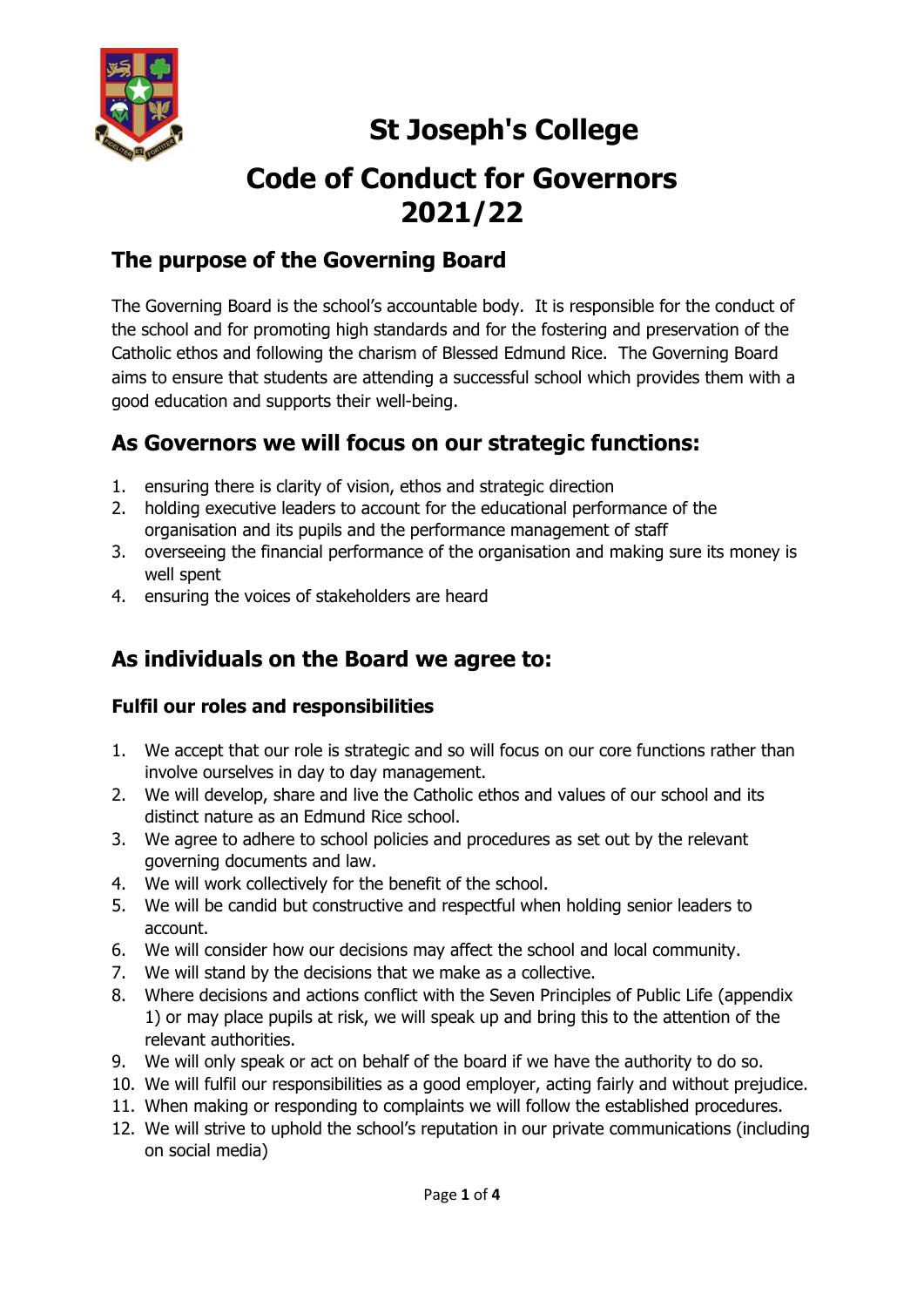# St Joseph's College

# Code of Conduct for Governors 2021/22

## The purpose of the Governing Board

The Governing Board is the school's accountable body. It is responsible for the conduct of the school and for promoting high standards and for the fostering and preservation of the Catholic ethos and following the charism of Blessed Edmund Rice. The Governing Board aims to ensure that students are attending a successful school which provides them with a good education and supports their well-being.

## As Governors we will focus on our strategic functions:

1. ensuring there is clarity of vision, ethos and strategic direction
2. holding executive leaders to account for the educational performance of the organisation and its pupils and the performance management of staff
3. overseeing the financial performance of the organisation and making sure its money is well spent
4. ensuring the voices of stakeholders are heard

## As individuals on the Board we agree to:

### Fulfil our roles and responsibilities

1. We accept that our role is strategic and so will focus on our core functions rather than involve ourselves in day to day management.
2. We will develop, share and live the Catholic ethos and values of our school and its distinct nature as an Edmund Rice school.
3. We agree to adhere to school policies and procedures as set out by the relevant governing documents and law.
4. We will work collectively for the benefit of the school.
5. We will be candid but constructive and respectful when holding senior leaders to account.
6. We will consider how our decisions may affect the school and local community.
7. We will stand by the decisions that we make as a collective.
8. Where decisions and actions conflict with the Seven Principles of Public Life (appendix 1) or may place pupils at risk, we will speak up and bring this to the attention of the relevant authorities.
9. We will only speak or act on behalf of the board if we have the authority to do so.
10. We will fulfil our responsibilities as a good employer, acting fairly and without prejudice.
11. When making or responding to complaints we will follow the established procedures.
12. We will strive to uphold the school's reputation in our private communications (including on social media)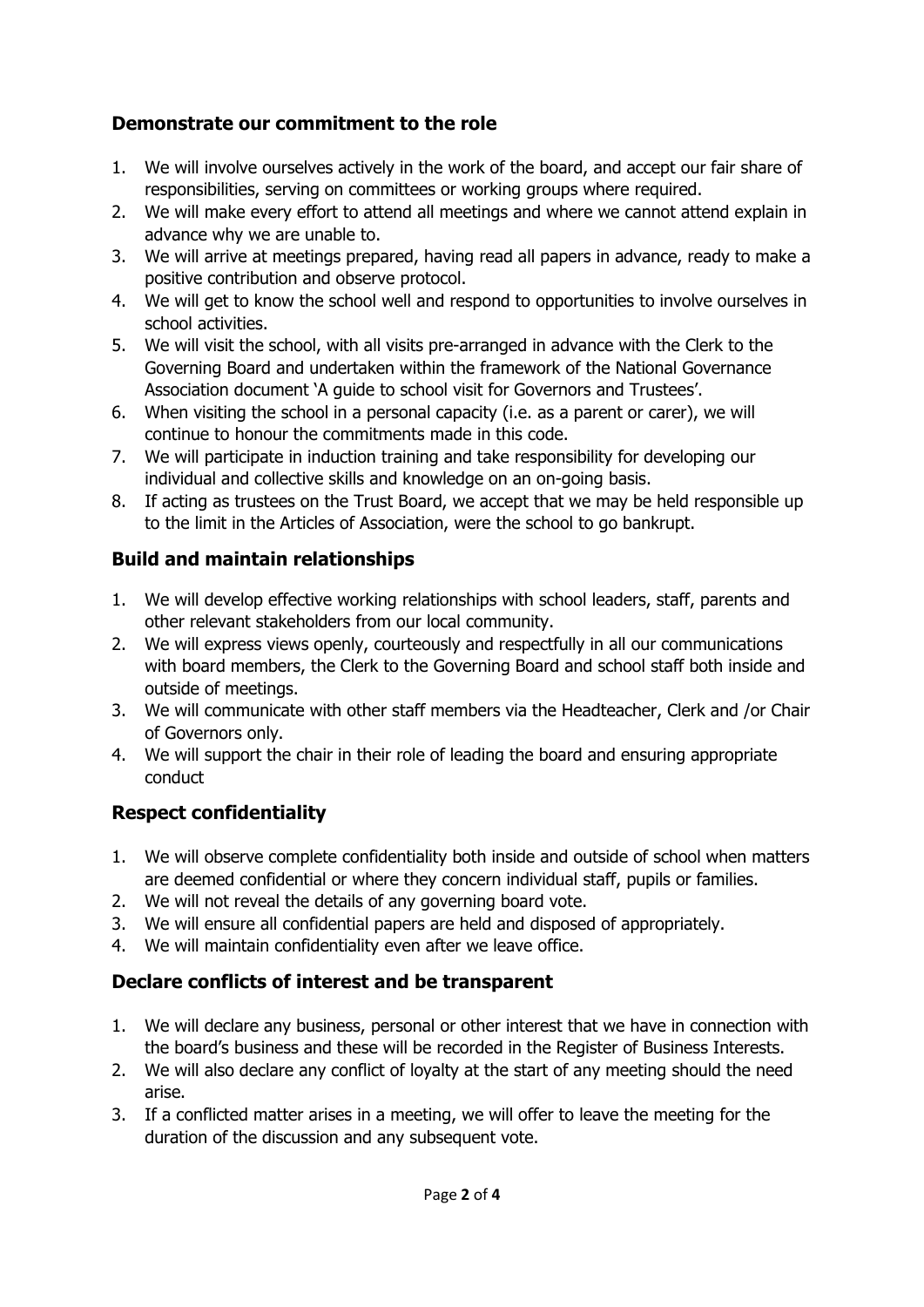## Demonstrate our commitment to the role

1. We will involve ourselves actively in the work of the board, and accept our fair share of responsibilities, serving on committees or working groups where required.
2. We will make every effort to attend all meetings and where we cannot attend explain in advance why we are unable to.
3. We will arrive at meetings prepared, having read all papers in advance, ready to make a positive contribution and observe protocol.
4. We will get to know the school well and respond to opportunities to involve ourselves in school activities.
5. We will visit the school, with all visits pre-arranged in advance with the Clerk to the Governing Board and undertaken within the framework of the National Governance Association document 'A guide to school visit for Governors and Trustees'.
6. When visiting the school in a personal capacity (i.e. as a parent or carer), we will continue to honour the commitments made in this code.
7. We will participate in induction training and take responsibility for developing our individual and collective skills and knowledge on an on-going basis.
8. If acting as trustees on the Trust Board, we accept that we may be held responsible up to the limit in the Articles of Association, were the school to go bankrupt.

## Build and maintain relationships

1. We will develop effective working relationships with school leaders, staff, parents and other relevant stakeholders from our local community.
2. We will express views openly, courteously and respectfully in all our communications with board members, the Clerk to the Governing Board and school staff both inside and outside of meetings.
3. We will communicate with other staff members via the Headteacher, Clerk and /or Chair of Governors only.
4. We will support the chair in their role of leading the board and ensuring appropriate conduct

## Respect confidentiality

1. We will observe complete confidentiality both inside and outside of school when matters are deemed confidential or where they concern individual staff, pupils or families.
2. We will not reveal the details of any governing board vote.
3. We will ensure all confidential papers are held and disposed of appropriately.
4. We will maintain confidentiality even after we leave office.

## Declare conflicts of interest and be transparent

1. We will declare any business, personal or other interest that we have in connection with the board's business and these will be recorded in the Register of Business Interests.
2. We will also declare any conflict of loyalty at the start of any meeting should the need arise.
3. If a conflicted matter arises in a meeting, we will offer to leave the meeting for the duration of the discussion and any subsequent vote.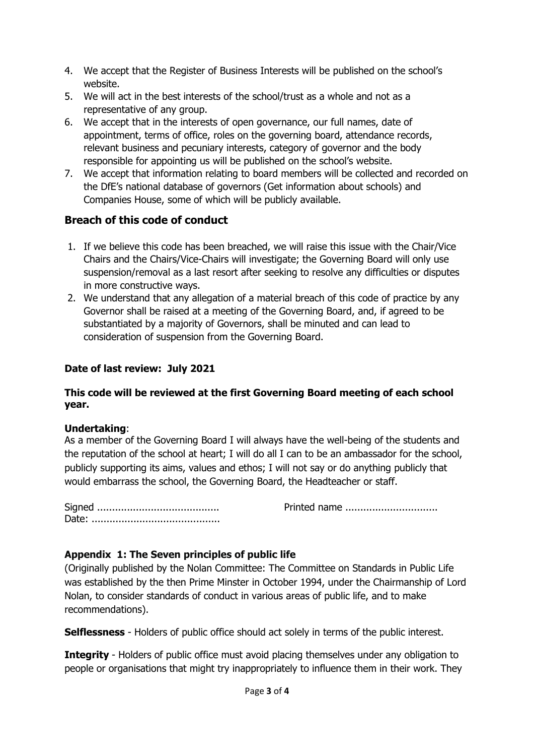4. We accept that the Register of Business Interests will be published on the school's website.
5. We will act in the best interests of the school/trust as a whole and not as a representative of any group.
6. We accept that in the interests of open governance, our full names, date of appointment, terms of office, roles on the governing board, attendance records, relevant business and pecuniary interests, category of governor and the body responsible for appointing us will be published on the school's website.
7. We accept that information relating to board members will be collected and recorded on the DfE's national database of governors (Get information about schools) and Companies House, some of which will be publicly available.

## Breach of this code of conduct

1. If we believe this code has been breached, we will raise this issue with the Chair/Vice Chairs and the Chairs/Vice-Chairs will investigate; the Governing Board will only use suspension/removal as a last resort after seeking to resolve any difficulties or disputes in more constructive ways.
2. We understand that any allegation of a material breach of this code of practice by any Governor shall be raised at a meeting of the Governing Board, and, if agreed to be substantiated by a majority of Governors, shall be minuted and can lead to consideration of suspension from the Governing Board.

**Date of last review: July 2021**

**This code will be reviewed at the first Governing Board meeting of each school year.**

**Undertaking**:
As a member of the Governing Board I will always have the well-being of the students and the reputation of the school at heart; I will do all I can to be an ambassador for the school, publicly supporting its aims, values and ethos; I will not say or do anything publicly that would embarrass the school, the Governing Board, the Headteacher or staff.

Signed ........................................ Printed name ..............................
Date: ..........................................

**Appendix 1: The Seven principles of public life**

(Originally published by the Nolan Committee: The Committee on Standards in Public Life was established by the then Prime Minister in October 1994, under the Chairmanship of Lord Nolan, to consider standards of conduct in various areas of public life, and to make recommendations).

**Selflessness** - Holders of public office should act solely in terms of the public interest.

**Integrity** - Holders of public office must avoid placing themselves under any obligation to people or organisations that might try inappropriately to influence them in their work. They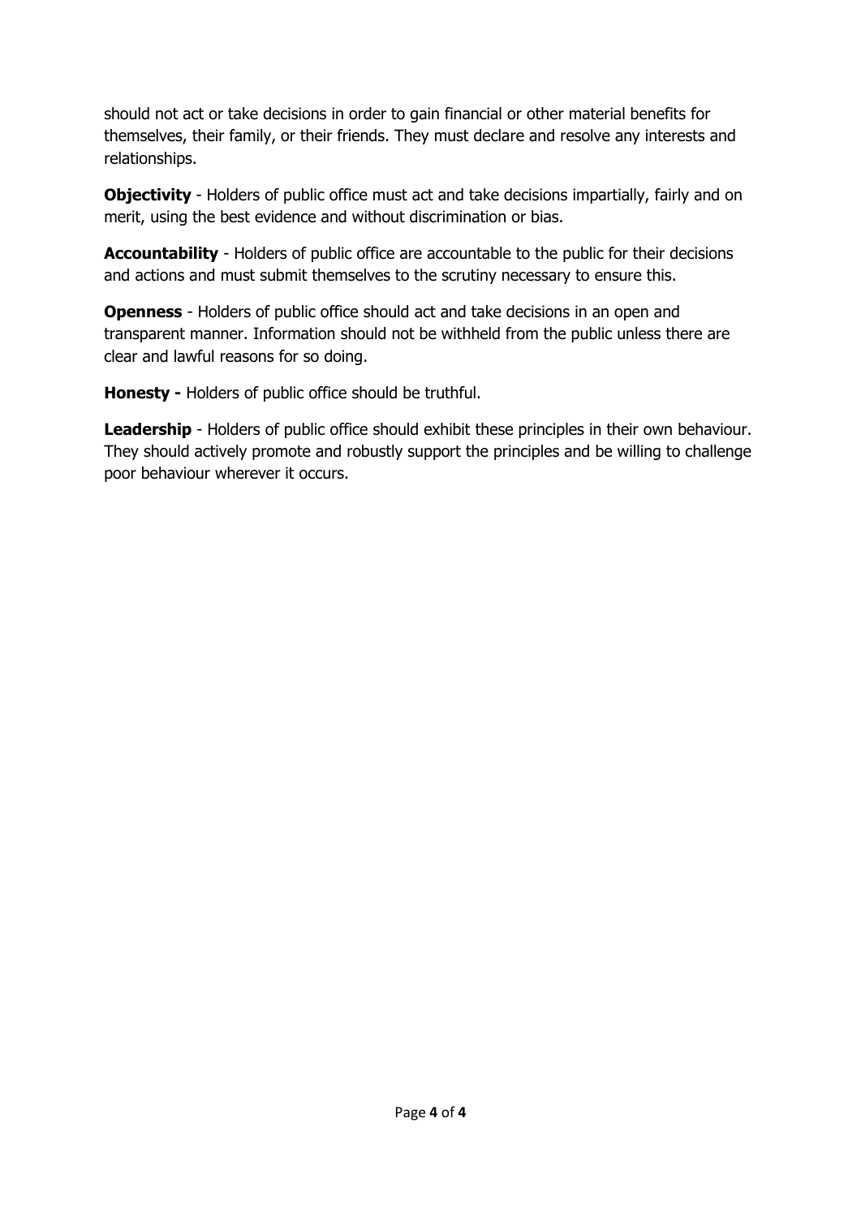should not act or take decisions in order to gain financial or other material benefits for themselves, their family, or their friends. They must declare and resolve any interests and relationships.

**Objectivity** - Holders of public office must act and take decisions impartially, fairly and on merit, using the best evidence and without discrimination or bias.

**Accountability** - Holders of public office are accountable to the public for their decisions and actions and must submit themselves to the scrutiny necessary to ensure this.

**Openness** - Holders of public office should act and take decisions in an open and transparent manner. Information should not be withheld from the public unless there are clear and lawful reasons for so doing.

**Honesty -** Holders of public office should be truthful.

**Leadership** - Holders of public office should exhibit these principles in their own behaviour. They should actively promote and robustly support the principles and be willing to challenge poor behaviour wherever it occurs.